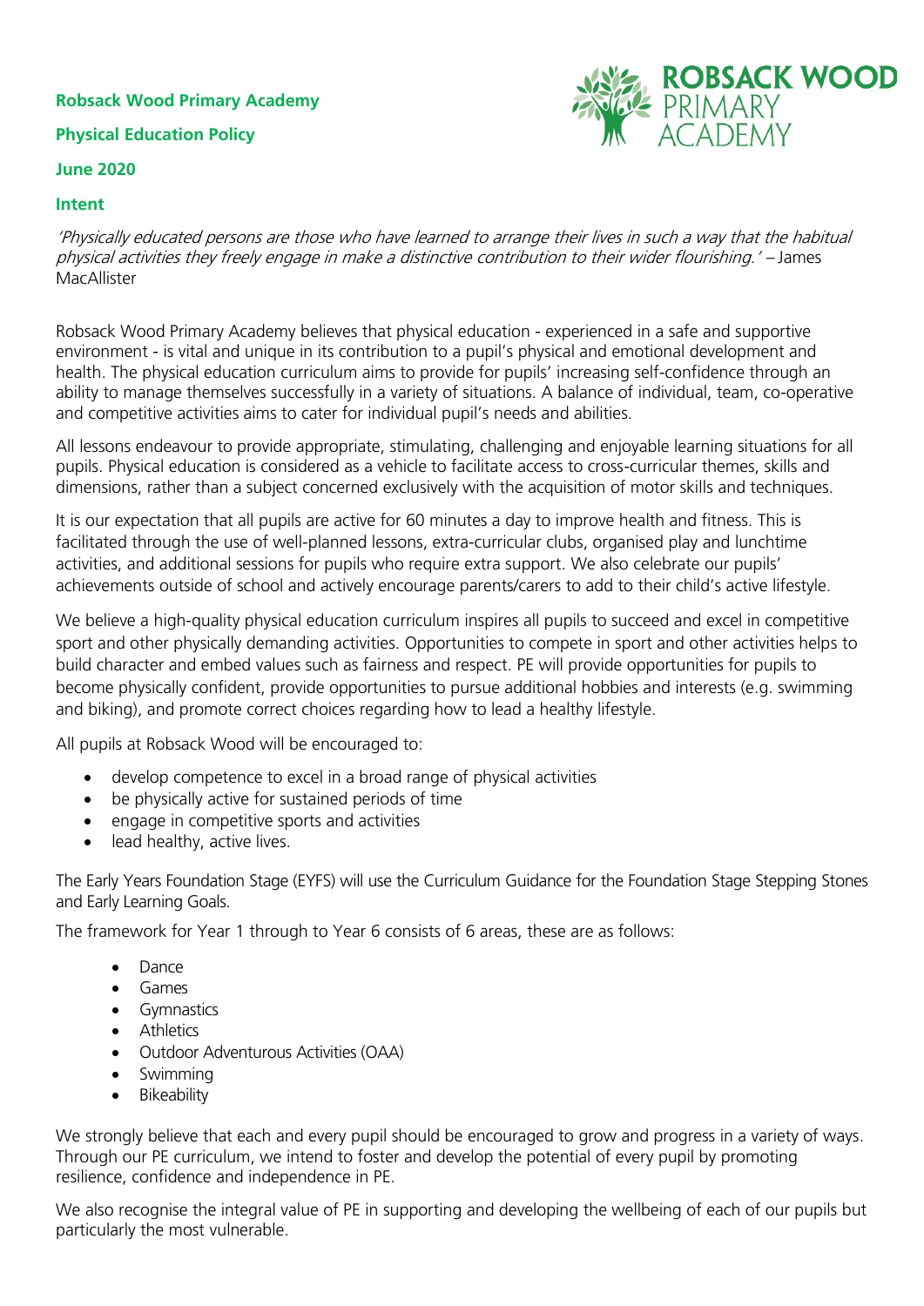**Robsack Wood Primary Academy**

**Physical Education Policy**

**June 2020**

## Intent

*'Physically educated persons are those who have learned to arrange their lives in such a way that the habitual physical activities they freely engage in make a distinctive contribution to their wider flourishing.'* – James MacAllister

Robsack Wood Primary Academy believes that physical education - experienced in a safe and supportive environment - is vital and unique in its contribution to a pupil's physical and emotional development and health. The physical education curriculum aims to provide for pupils' increasing self-confidence through an ability to manage themselves successfully in a variety of situations. A balance of individual, team, co-operative and competitive activities aims to cater for individual pupil's needs and abilities.

All lessons endeavour to provide appropriate, stimulating, challenging and enjoyable learning situations for all pupils. Physical education is considered as a vehicle to facilitate access to cross-curricular themes, skills and dimensions, rather than a subject concerned exclusively with the acquisition of motor skills and techniques.

It is our expectation that all pupils are active for 60 minutes a day to improve health and fitness. This is facilitated through the use of well-planned lessons, extra-curricular clubs, organised play and lunchtime activities, and additional sessions for pupils who require extra support. We also celebrate our pupils' achievements outside of school and actively encourage parents/carers to add to their child's active lifestyle.

We believe a high-quality physical education curriculum inspires all pupils to succeed and excel in competitive sport and other physically demanding activities. Opportunities to compete in sport and other activities helps to build character and embed values such as fairness and respect. PE will provide opportunities for pupils to become physically confident, provide opportunities to pursue additional hobbies and interests (e.g. swimming and biking), and promote correct choices regarding how to lead a healthy lifestyle.

All pupils at Robsack Wood will be encouraged to:

- develop competence to excel in a broad range of physical activities
- be physically active for sustained periods of time
- engage in competitive sports and activities
- lead healthy, active lives.

The Early Years Foundation Stage (EYFS) will use the Curriculum Guidance for the Foundation Stage Stepping Stones and Early Learning Goals.

The framework for Year 1 through to Year 6 consists of 6 areas, these are as follows:

- Dance
- Games
- Gymnastics
- Athletics
- Outdoor Adventurous Activities (OAA)
- Swimming
- Bikeability

We strongly believe that each and every pupil should be encouraged to grow and progress in a variety of ways. Through our PE curriculum, we intend to foster and develop the potential of every pupil by promoting resilience, confidence and independence in PE.

We also recognise the integral value of PE in supporting and developing the wellbeing of each of our pupils but particularly the most vulnerable.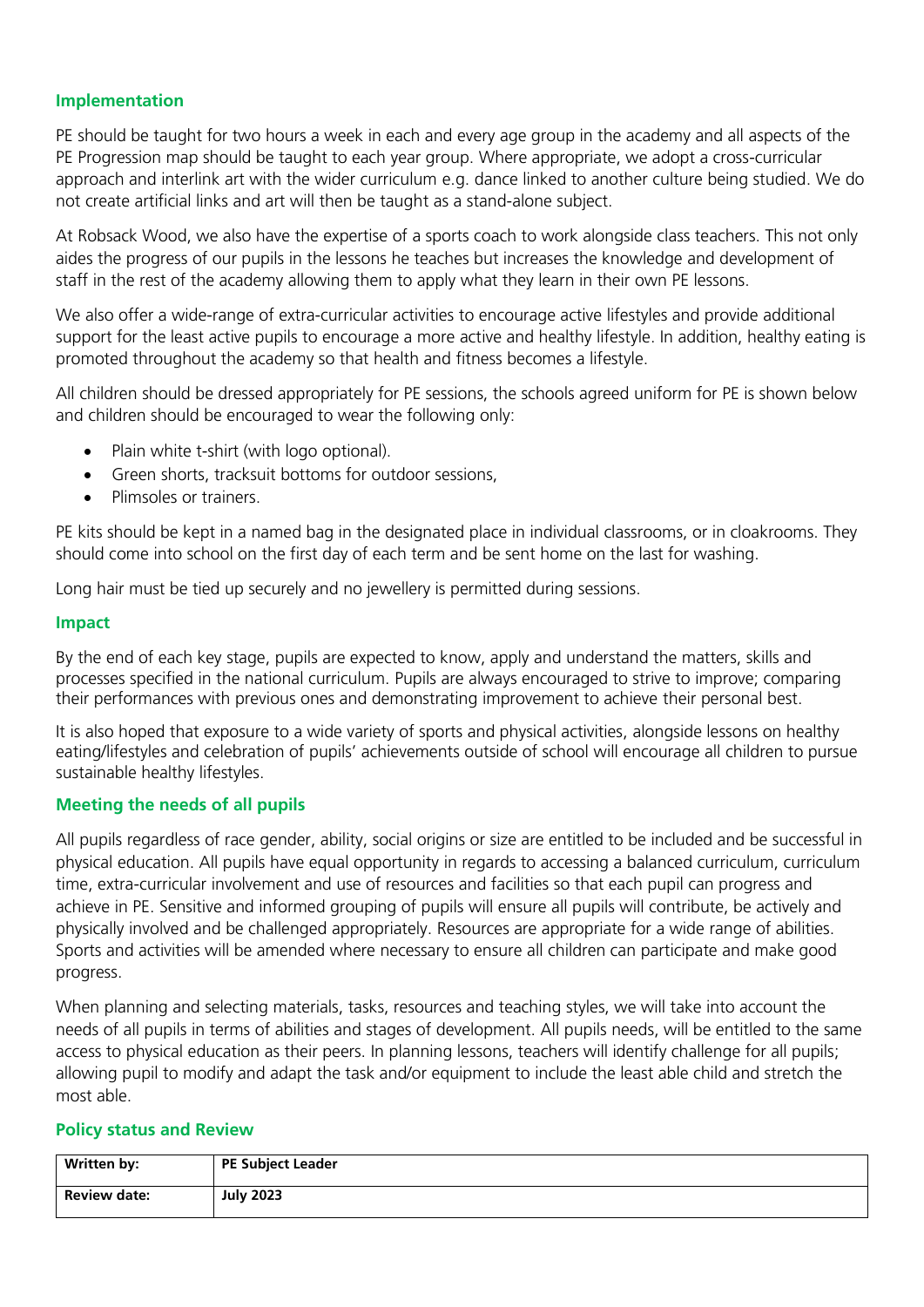## Implementation

PE should be taught for two hours a week in each and every age group in the academy and all aspects of the PE Progression map should be taught to each year group. Where appropriate, we adopt a cross-curricular approach and interlink art with the wider curriculum e.g. dance linked to another culture being studied. We do not create artificial links and art will then be taught as a stand-alone subject.

At Robsack Wood, we also have the expertise of a sports coach to work alongside class teachers. This not only aides the progress of our pupils in the lessons he teaches but increases the knowledge and development of staff in the rest of the academy allowing them to apply what they learn in their own PE lessons.

We also offer a wide-range of extra-curricular activities to encourage active lifestyles and provide additional support for the least active pupils to encourage a more active and healthy lifestyle. In addition, healthy eating is promoted throughout the academy so that health and fitness becomes a lifestyle.

All children should be dressed appropriately for PE sessions, the schools agreed uniform for PE is shown below and children should be encouraged to wear the following only:

- Plain white t-shirt (with logo optional).
- Green shorts, tracksuit bottoms for outdoor sessions,
- Plimsoles or trainers.

PE kits should be kept in a named bag in the designated place in individual classrooms, or in cloakrooms. They should come into school on the first day of each term and be sent home on the last for washing.

Long hair must be tied up securely and no jewellery is permitted during sessions.

## Impact

By the end of each key stage, pupils are expected to know, apply and understand the matters, skills and processes specified in the national curriculum. Pupils are always encouraged to strive to improve; comparing their performances with previous ones and demonstrating improvement to achieve their personal best.

It is also hoped that exposure to a wide variety of sports and physical activities, alongside lessons on healthy eating/lifestyles and celebration of pupils' achievements outside of school will encourage all children to pursue sustainable healthy lifestyles.

## Meeting the needs of all pupils

All pupils regardless of race gender, ability, social origins or size are entitled to be included and be successful in physical education. All pupils have equal opportunity in regards to accessing a balanced curriculum, curriculum time, extra-curricular involvement and use of resources and facilities so that each pupil can progress and achieve in PE. Sensitive and informed grouping of pupils will ensure all pupils will contribute, be actively and physically involved and be challenged appropriately. Resources are appropriate for a wide range of abilities. Sports and activities will be amended where necessary to ensure all children can participate and make good progress.

When planning and selecting materials, tasks, resources and teaching styles, we will take into account the needs of all pupils in terms of abilities and stages of development. All pupils needs, will be entitled to the same access to physical education as their peers. In planning lessons, teachers will identify challenge for all pupils; allowing pupil to modify and adapt the task and/or equipment to include the least able child and stretch the most able.

## Policy status and Review

| | |
|---|---|
| **Written by:** | **PE Subject Leader** |
| **Review date:** | **July 2023** |